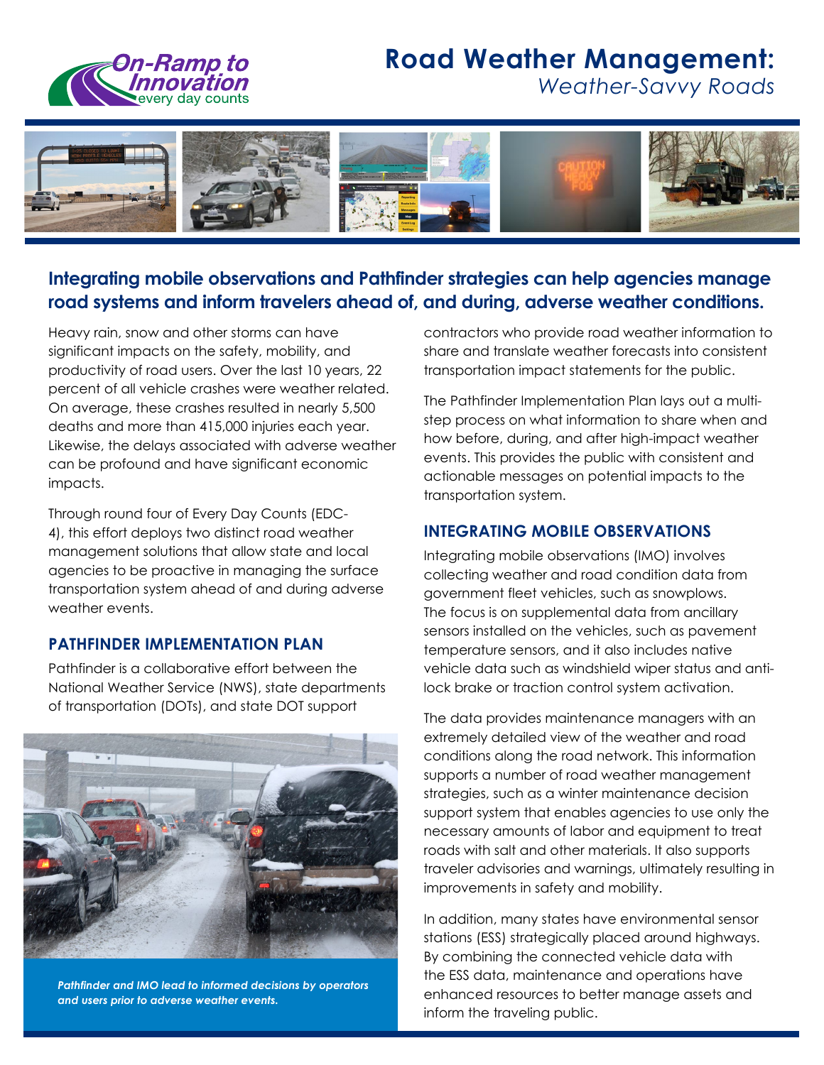# Road Weather Management:
*Weather-Savvy Roads*

## Integrating mobile observations and Pathfinder strategies can help agencies manage road systems and inform travelers ahead of, and during, adverse weather conditions.

Heavy rain, snow and other storms can have significant impacts on the safety, mobility, and productivity of road users. Over the last 10 years, 22 percent of all vehicle crashes were weather related. On average, these crashes resulted in nearly 5,500 deaths and more than 415,000 injuries each year. Likewise, the delays associated with adverse weather can be profound and have significant economic impacts.

Through round four of Every Day Counts (EDC-4), this effort deploys two distinct road weather management solutions that allow state and local agencies to be proactive in managing the surface transportation system ahead of and during adverse weather events.

### PATHFINDER IMPLEMENTATION PLAN

Pathfinder is a collaborative effort between the National Weather Service (NWS), state departments of transportation (DOTs), and state DOT support contractors who provide road weather information to share and translate weather forecasts into consistent transportation impact statements for the public.

The Pathfinder Implementation Plan lays out a multi-step process on what information to share when and how before, during, and after high-impact weather events. This provides the public with consistent and actionable messages on potential impacts to the transportation system.

*Pathfinder and IMO lead to informed decisions by operators and users prior to adverse weather events.*

### INTEGRATING MOBILE OBSERVATIONS

Integrating mobile observations (IMO) involves collecting weather and road condition data from government fleet vehicles, such as snowplows. The focus is on supplemental data from ancillary sensors installed on the vehicles, such as pavement temperature sensors, and it also includes native vehicle data such as windshield wiper status and anti-lock brake or traction control system activation.

The data provides maintenance managers with an extremely detailed view of the weather and road conditions along the road network. This information supports a number of road weather management strategies, such as a winter maintenance decision support system that enables agencies to use only the necessary amounts of labor and equipment to treat roads with salt and other materials. It also supports traveler advisories and warnings, ultimately resulting in improvements in safety and mobility.

In addition, many states have environmental sensor stations (ESS) strategically placed around highways. By combining the connected vehicle data with the ESS data, maintenance and operations have enhanced resources to better manage assets and inform the traveling public.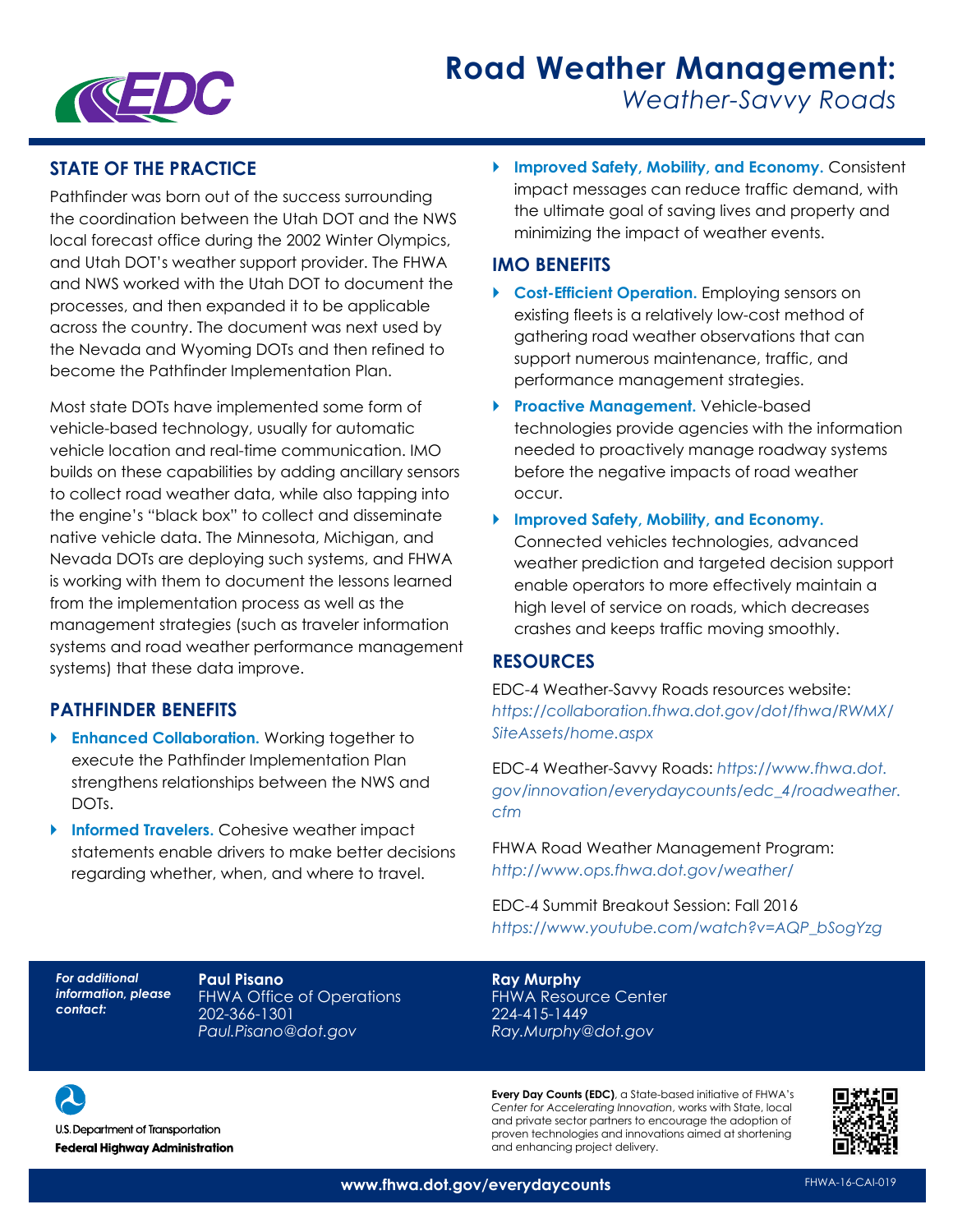# Road Weather Management: *Weather-Savvy Roads*

## STATE OF THE PRACTICE

Pathfinder was born out of the success surrounding the coordination between the Utah DOT and the NWS local forecast office during the 2002 Winter Olympics, and Utah DOT's weather support provider. The FHWA and NWS worked with the Utah DOT to document the processes, and then expanded it to be applicable across the country. The document was next used by the Nevada and Wyoming DOTs and then refined to become the Pathfinder Implementation Plan.

Most state DOTs have implemented some form of vehicle-based technology, usually for automatic vehicle location and real-time communication. IMO builds on these capabilities by adding ancillary sensors to collect road weather data, while also tapping into the engine's "black box" to collect and disseminate native vehicle data. The Minnesota, Michigan, and Nevada DOTs are deploying such systems, and FHWA is working with them to document the lessons learned from the implementation process as well as the management strategies (such as traveler information systems and road weather performance management systems) that these data improve.

## PATHFINDER BENEFITS

- **Enhanced Collaboration.** Working together to execute the Pathfinder Implementation Plan strengthens relationships between the NWS and DOTs.
- **Informed Travelers.** Cohesive weather impact statements enable drivers to make better decisions regarding whether, when, and where to travel.
- **Improved Safety, Mobility, and Economy.** Consistent impact messages can reduce traffic demand, with the ultimate goal of saving lives and property and minimizing the impact of weather events.

## IMO BENEFITS

- **Cost-Efficient Operation.** Employing sensors on existing fleets is a relatively low-cost method of gathering road weather observations that can support numerous maintenance, traffic, and performance management strategies.
- **Proactive Management.** Vehicle-based technologies provide agencies with the information needed to proactively manage roadway systems before the negative impacts of road weather occur.
- **Improved Safety, Mobility, and Economy.** Connected vehicles technologies, advanced weather prediction and targeted decision support enable operators to more effectively maintain a high level of service on roads, which decreases crashes and keeps traffic moving smoothly.

## RESOURCES

EDC-4 Weather-Savvy Roads resources website: *https://collaboration.fhwa.dot.gov/dot/fhwa/RWMX/SiteAssets/home.aspx*

EDC-4 Weather-Savvy Roads: *https://www.fhwa.dot.gov/innovation/everydaycounts/edc_4/roadweather.cfm*

FHWA Road Weather Management Program: *http://www.ops.fhwa.dot.gov/weather/*

EDC-4 Summit Breakout Session: Fall 2016 *https://www.youtube.com/watch?v=AQP_bSogYzg*

***For additional information, please contact:***

**Paul Pisano**
FHWA Office of Operations
202-366-1301
*Paul.Pisano@dot.gov*

**Ray Murphy**
FHWA Resource Center
224-415-1449
*Ray.Murphy@dot.gov*

U.S. Department of Transportation
**Federal Highway Administration**

**Every Day Counts (EDC)**, a State-based initiative of FHWA's *Center for Accelerating Innovation*, works with State, local and private sector partners to encourage the adoption of proven technologies and innovations aimed at shortening and enhancing project delivery.

**www.fhwa.dot.gov/everydaycounts**

FHWA-16-CAI-019